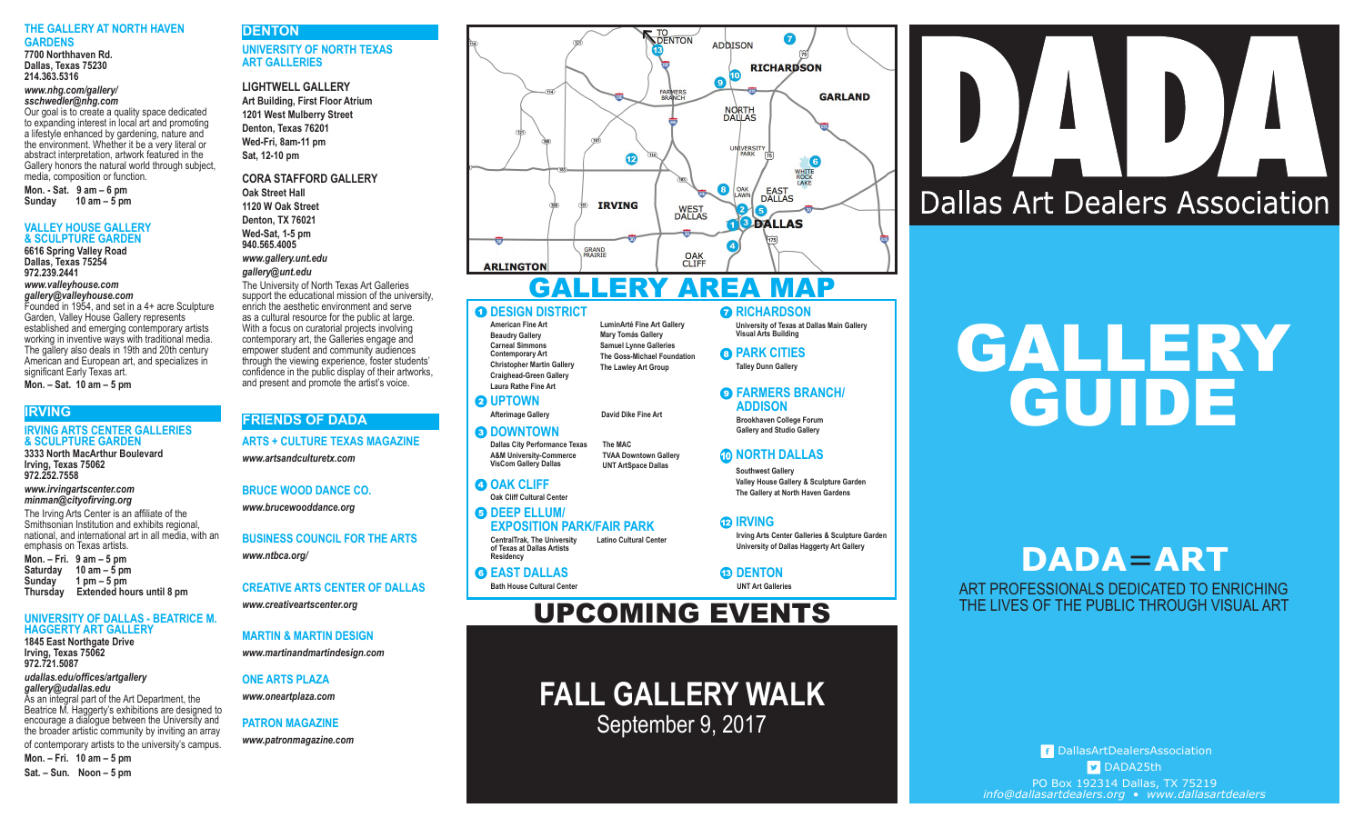## THE GALLERY AT NORTH HAVEN GARDENS

**7700 Northhaven Rd.**
**Dallas, Texas 75230**
**214.363.5316**

***www.nhg.com/gallery/***
***sschwedler@nhg.com***

Our goal is to create a quality space dedicated to expanding interest in local art and promoting a lifestyle enhanced by gardening, nature and the environment. Whether it be a very literal or abstract interpretation, artwork featured in the Gallery honors the natural world through subject, media, composition or function.

**Mon. - Sat. 9 am – 6 pm**
**Sunday 10 am – 5 pm**

## VALLEY HOUSE GALLERY & SCULPTURE GARDEN

**6616 Spring Valley Road**
**Dallas, Texas 75254**
**972.239.2441**

***www.valleyhouse.com***
***gallery@valleyhouse.com***

Founded in 1954, and set in a 4+ acre Sculpture Garden, Valley House Gallery represents established and emerging contemporary artists working in inventive ways with traditional media. The gallery also deals in 19th and 20th century American and European art, and specializes in significant Early Texas art.

**Mon. – Sat. 10 am – 5 pm**

# IRVING

## IRVING ARTS CENTER GALLERIES & SCULPTURE GARDEN

**3333 North MacArthur Boulevard**
**Irving, Texas 75062**
**972.252.7558**

***www.irvingartscenter.com***
***minman@cityofirving.org***

The Irving Arts Center is an affiliate of the Smithsonian Institution and exhibits regional, national, and international art in all media, with an emphasis on Texas artists.

**Mon. – Fri. 9 am – 5 pm**
**Saturday 10 am – 5 pm**
**Sunday 1 pm – 5 pm**
**Thursday Extended hours until 8 pm**

## UNIVERSITY OF DALLAS - BEATRICE M. HAGGERTY ART GALLERY

**1845 East Northgate Drive**
**Irving, Texas 75062**
**972.721.5087**

***udallas.edu/offices/artgallery***
***gallery@udallas.edu***

As an integral part of the Art Department, the Beatrice M. Haggerty's exhibitions are designed to encourage a dialogue between the University and the broader artistic community by inviting an array of contemporary artists to the university's campus.

**Mon. – Fri. 10 am – 5 pm**
**Sat. – Sun. Noon – 5 pm**

# DENTON

## UNIVERSITY OF NORTH TEXAS ART GALLERIES

**LIGHTWELL GALLERY**
**Art Building, First Floor Atrium**
**1201 West Mulberry Street**
**Denton, Texas 76201**
**Wed-Fri, 8am-11 pm**
**Sat, 12-10 pm**

**CORA STAFFORD GALLERY**
**Oak Street Hall**
**1120 W Oak Street**
**Denton, TX 76021**
**Wed-Sat, 1-5 pm**
**940.565.4005**

***www.gallery.unt.edu***
***gallery@unt.edu***

The University of North Texas Art Galleries support the educational mission of the university, enrich the aesthetic environment and serve as a cultural resource for the public at large. With a focus on curatorial projects involving contemporary art, the Galleries engage and empower student and community audiences through the viewing experience, foster students' confidence in the public display of their artworks, and present and promote the artist's voice.

# FRIENDS OF DADA

**ARTS + CULTURE TEXAS MAGAZINE**
*www.artsandculturetx.com*

**BRUCE WOOD DANCE CO.**
*www.brucewooddance.org*

**BUSINESS COUNCIL FOR THE ARTS**
*www.ntbca.org/*

**CREATIVE ARTS CENTER OF DALLAS**
*www.creativeartscenter.org*

**MARTIN & MARTIN DESIGN**
*www.martinandmartindesign.com*

**ONE ARTS PLAZA**
*www.oneartplaza.com*

**PATRON MAGAZINE**
*www.patronmagazine.com*

# GALLERY AREA MAP

**1 DESIGN DISTRICT**
- American Fine Art
- Beaudry Gallery
- Carneal Simmons Contemporary Art
- Christopher Martin Gallery
- Craighead-Green Gallery
- Laura Rathe Fine Art
- LuminArté Fine Art Gallery
- Mary Tomás Gallery
- Samuel Lynne Galleries
- The Goss-Michael Foundation
- The Lawley Art Group

**2 UPTOWN**
- Afterimage Gallery
- David Dike Fine Art

**3 DOWNTOWN**
- Dallas City Performance Texas
- A&M University-Commerce VisCom Gallery Dallas
- The MAC
- TVAA Downtown Gallery
- UNT ArtSpace Dallas

**4 OAK CLIFF**
- Oak Cliff Cultural Center

**5 DEEP ELLUM/ EXPOSITION PARK/FAIR PARK**
- CentralTrak, The University of Texas at Dallas Artists Residency
- Latino Cultural Center

**6 EAST DALLAS**
- Bath House Cultural Center

**7 RICHARDSON**
- University of Texas at Dallas Main Gallery Visual Arts Building

**8 PARK CITIES**
- Talley Dunn Gallery

**9 FARMERS BRANCH/ ADDISON**
- Brookhaven College Forum Gallery and Studio Gallery

**10 NORTH DALLAS**
- Southwest Gallery
- Valley House Gallery & Sculpture Garden
- The Gallery at North Haven Gardens

**12 IRVING**
- Irving Arts Center Galleries & Sculpture Garden
- University of Dallas Haggerty Art Gallery

**13 DENTON**
- UNT Art Galleries

# UPCOMING EVENTS

## FALL GALLERY WALK
September 9, 2017

# DADA
Dallas Art Dealers Association

# GALLERY GUIDE

## DADA=ART
ART PROFESSIONALS DEDICATED TO ENRICHING THE LIVES OF THE PUBLIC THROUGH VISUAL ART

DallasArtDealersAssociation
DADA25th
PO Box 192314 Dallas, TX 75219
*info@dallasartdealers.org • www.dallasartdealers*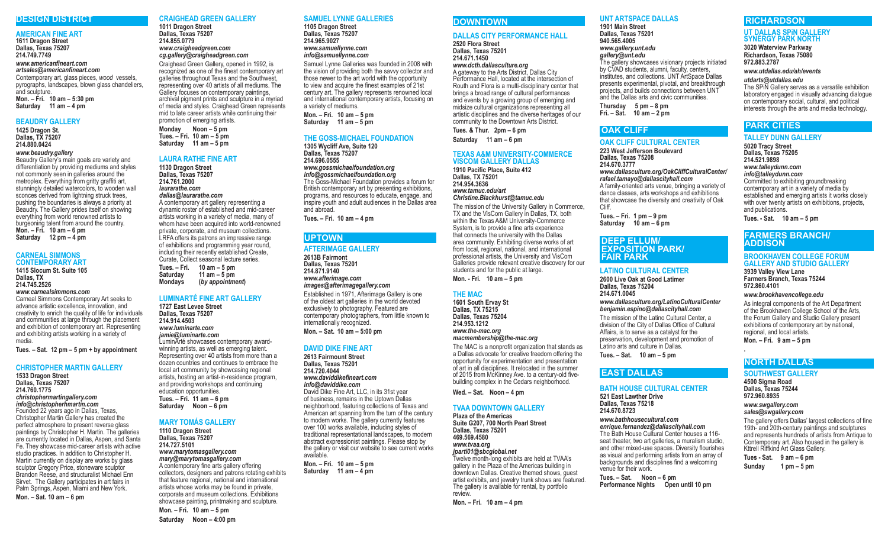## DESIGN DISTRICT

### AMERICAN FINE ART

**1611 Dragon Street**
**Dallas, Texas 75207**
**214.749.7749**
***www.americanfineart.com***
***artsales@americanfineart.com***

Contemporary art, glass pieces, *wood* vessels, pyrographs, landscapes, blown glass chandeliers, and sculpture.

**Mon. – Fri. 10 am – 5:30 pm**
**Saturday 11 am – 4 pm**

### BEAUDRY GALLERY

**1425 Dragon St.**
**Dallas, TX 75207**
**214.880.0424**
***www.beaudry.gallery***

Beaudry Gallery's main goals are variety and differentiation by providing mediums and styles not commonly seen in galleries around the metroplex. Everything from gritty graffiti art, stunningly detailed watercolors, to wooden wall sconces derived from lightning struck trees, pushing the boundaries is always a priority at Beaudry. The Gallery prides itself on showing everything from world renowned artists to burgeoning talent from around the country.

**Mon. – Fri. 10 am – 6 pm**
**Saturday 12 pm – 4 pm**

### CARNEAL SIMMONS CONTEMPORARY ART

**1415 Slocum St. Suite 105**
**Dallas, TX**
**214.745.2526**
***www.carnealsimmons.com***

Carneal Simmons Contemporary Art seeks to advance artistic excellence, innovation, and creativity to enrich the quality of life for individuals and communities at large through the placement and exhibition of contemporary art. Representing and exhibiting artists working in a variety of media.

**Tues. – Sat. 12 pm – 5 pm + by appointment**

### CHRISTOPHER MARTIN GALLERY

**1533 Dragon Street**
**Dallas, Texas 75207**
**214.760.1775**
***christophermartingallery.com***
***info@christopherhmartin.com***

Founded 22 years ago in Dallas, Texas, Christopher Martin Gallery has created the perfect atmosphere to present reverse glass paintings by Christopher H. Martin. The galleries are currently located in Dallas, Aspen, and Santa Fe. They showcase mid-career artists with active studio practices. In addition to Christopher H. Martin currently on display are works by glass sculptor Gregory Price, stoneware sculptor Brandon Reese, and structuralist Michael Enn Sirvet. The Gallery participates in art fairs in Palm Springs, Aspen, Miami and New York.

**Mon. – Sat. 10 am – 6 pm**

### CRAIGHEAD GREEN GALLERY

**1011 Dragon Street**
**Dallas, Texas 75207**
**214.855.0779**
***www.craigheadgreen.com***
***cg.gallery@craigheadgreen.com***

Craighead Green Gallery, opened in 1992, is recognized as one of the finest contemporary art galleries throughout Texas and the Southwest, representing over 40 artists of all mediums. The Gallery focuses on contemporary paintings, archival pigment prints and sculpture in a myriad of media and styles. Craighead Green represents mid to late career artists while continuing their promotion of emerging artists.

**Monday Noon – 5 pm**
**Tues. – Fri. 10 am – 5 pm**
**Saturday 11 am – 5 pm**

### LAURA RATHE FINE ART

**1130 Dragon Street**
**Dallas, Texas 75207**
**214.761.2000**
***laurarathe.com***
***dallas@laurarathe.com***

A contemporary art gallery representing a dynamic roster of established and mid-career artists working in a variety of media, many of whom have been acquired into world-renowned private, corporate, and museum collections. LRFA offers its patrons an impressive range of exhibitions and programming year round, including their recently established Create, Curate, Collect seasonal lecture series.

**Tues. – Fri. 10 am – 5 pm**
**Saturday 11 am – 5 pm**
**Mondays (*by appointment*)**

### LUMINARTÉ FINE ART GALLERY

**1727 East Levee Street**
**Dallas, Texas 75207**
**214.914.4503**
***www.luminarte.com***
***jamie@luminarte.com***

LuminArté showcases contemporary award-winning artists, as well as emerging talent. Representing over 40 artists from more than a dozen countries and continues to embrace the local art community by showcasing regional artists, hosting an artist-in-residence program, and providing workshops and continuing education opportunities.

**Tues. – Fri. 11 am – 6 pm**
**Saturday Noon – 6 pm**

### MARY TOMÁS GALLERY

**1110 Dragon Street**
**Dallas, Texas 75207**
**214.727.5101**
***www.marytomasgallery.com***
***mary@marytomasgallery.com***

A contemporary fine arts gallery offering collectors, designers and patrons rotating exhibits that feature regional, national and international artists whose works may be found in private, corporate and museum collections. Exhibitions showcase painting, printmaking and sculpture.

**Mon. – Fri. 10 am – 5 pm**
**Saturday Noon – 4:00 pm**

### SAMUEL LYNNE GALLERIES

**1105 Dragon Street**
**Dallas, Texas 75207**
**214.965.9027**
***www.samuellynne.com***
***info@samuellynne.com***

Samuel Lynne Galleries was founded in 2008 with the vision of providing both the savvy collector and those newer to the art world with the opportunity to view and acquire the finest examples of 21st century art. The gallery represents renowned local and international contemporary artists, focusing on a variety of mediums.

**Mon. – Fri. 10 am – 5 pm**
**Saturday 11 am – 5 pm**

### THE GOSS-MICHAEL FOUNDATION

**1305 Wycliff Ave, Suite 120**
**Dallas, Texas 75207**
**214.696.0555**
***www.gossmichaelfoundation.org***
***info@gossmichaelfoundation.org***

The Goss-Michael Foundation provides a forum for British contemporary art by presenting exhibitions, programs, and resources to educate, engage, and inspire youth and adult audiences in the Dallas area and abroad.

**Tues. – Fri. 10 am – 4 pm**

## UPTOWN

### AFTERIMAGE GALLERY

**2613B Fairmount**
**Dallas, Texas 75201**
**214.871.9140**
***www.afterimage.com***
***images@afterimagegallery.com***

Established in 1971, Afterimage Gallery is one of the oldest art galleries in the world devoted exclusively to photography. Featured are contemporary photographers, from little known to internationally recognized.

**Mon. – Sat. 10 am – 5:00 pm**

### DAVID DIKE FINE ART

**2613 Fairmount Street**
**Dallas, Texas 75201**
**214.720.4044**
***www.daviddikefineart.com***
***info@daviddike.com***

David Dike Fine Art, LLC, in its 31st year of business, remains in the Uptown Dallas neighborhood, featuring collections of Texas and American art spanning from the turn of the century to modern works. The gallery currently features over 100 works available, including styles of traditional representational landscapes, to modern abstract expressionist paintings. Please stop by the gallery or visit our website to see current works available.

**Mon. – Fri. 10 am – 5 pm**
**Saturday 11 am – 4 pm**

## DOWNTOWN

### DALLAS CITY PERFORMANCE HALL

**2520 Flora Street**
**Dallas, Texas 75201**
**214.671.1450**
***www.dcth.dallasculture.org***

A gateway to the Arts District, Dallas City Performance Hall, located at the intersection of Routh and Flora is a multi-disciplinary center that brings a broad range of cultural performances and events by a growing group of emerging and midsize cultural organizations representing all artistic disciplines and the diverse heritages of our community to the Downtown Arts District.

**Tues. & Thur. 2pm – 6 pm**
**Saturday 11 am – 6 pm**

### TEXAS A&M UNIVERSITY-COMMERCE VISCOM GALLERY DALLAS

**1910 Pacific Place, Suite 412**
**Dallas, TX 75201**
**214.954.3636**
***www.tamuc.edu/art***
***Christine.Blackhurst@tamuc.edu***

The mission of the University Gallery in Commerce, TX and the VisCom Gallery in Dallas, TX, both within the Texas A&M University-Commerce System, is to provide a fine arts experience that connects the university with the Dallas area community. Exhibiting diverse works of art from local, regional, national, and international professional artists, the University and VisCom Galleries provide relevant creative discovery for our students and for the public at large.

**Mon. - Fri. 10 am – 5 pm**

### THE MAC

**1601 South Ervay St**
**Dallas, TX 75215**
**Dallas, Texas 75204**
**214.953.1212**
***www.the-mac.org***
***macmembership@the-mac.org***

The MAC is a nonprofit organization that stands as a Dallas advocate for creative freedom offering the opportunity for experimentation and presentation of art in all disciplines. It relocated in the summer of 2015 from McKinney Ave. to a century-old five-building complex in the Cedars neighborhood.

**Wed. – Sat. Noon – 4 pm**

### TVAA DOWNTOWN GALLERY

**Plaza of the Americas**
**Suite G207, 700 North Pearl Street**
**Dallas, Texas 75201**
**469.569.4580**
***www.tvaa.org***
***jparti01@sbcglobal.net***

Twelve month-long exhibits are held at TVAA's gallery in the Plaza of the Americas building in downtown Dallas. Creative themed shows, guest artist exhibits, and jewelry trunk shows are featured. The gallery is available for rental, by portfolio review.

**Mon. – Fri. 10 am – 4 pm**

### UNT ARTSPACE DALLAS

**1901 Main Street**
**Dallas, Texas 75201**
**940.565.4005**
***www.gallery.unt.edu***
***gallery@unt.edu***

The gallery showcases visionary projects initiated by CVAD students, alumni, faculty, centers, institutes, and collections. UNT ArtSpace Dallas presents experimental, pivotal, and breakthrough projects, and builds connections between UNT and the Dallas arts and civic communities.

**Thursday 5 pm – 8 pm**
**Fri. – Sat. 10 am – 2 pm**

## OAK CLIFF

### OAK CLIFF CULTURAL CENTER

**223 West Jefferson Boulevard**
**Dallas, Texas 75208**
**214.670.3777**
***www.dallasculture.org/OakCliffCulturalCenter/***
***rafael.tamayo@dallascityhall.com***

A family-oriented arts venue, bringing a variety of dance classes, arts workshops and exhibitions that showcase the diversity and creativity of Oak Cliff.

**Tues. – Fri. 1 pm – 9 pm**
**Saturday 10 am – 6 pm**

## DEEP ELLUM/ EXPOSITION PARK/ FAIR PARK

### LATINO CULTURAL CENTER

**2600 Live Oak at Good Latimer**
**Dallas, Texas 75204**
**214.671.0045**
***www.dallasculture.org/LatinoCulturalCenter***
***benjamin.espino@dallascityhall.com***

The mission of the Latino Cultural Center, a division of the City of Dallas Office of Cultural Affairs, is to serve as a catalyst for the preservation, development and promotion of Latino arts and culture in Dallas.

**Tues. – Sat. 10 am – 5 pm**

## EAST DALLAS

### BATH HOUSE CULTURAL CENTER

**521 East Lawther Drive**
**Dallas, Texas 75218**
**214.670.8723**
***www.bathhousecultural.com***
***enrique.fernandez@dallascityhall.com***

The Bath House Cultural Center houses a 116-seat theater, two art galleries, a muralism studio, and other mixed-use spaces. Diversity flourishes as visual and performing artists from an array of backgrounds and disciplines find a welcoming venue for their work.

**Tues. – Sat. Noon – 6 pm**
**Performance Nights Open until 10 pm**

## RICHARDSON

### UT DALLAS SPiN GALLERY SYNERGY PARK NORTH

**3020 Waterview Parkway**
**Richardson, Texas 75080**
**972.883.2787**
***www.utdallas.edu/ah/events***
***utdarts@utdallas.edu***

The SPiN Gallery serves as a versatile exhibition laboratory engaged in visually advancing dialogue on contemporary social, cultural, and political interests through the arts and media technology.

## PARK CITIES

### TALLEY DUNN GALLERY

**5020 Tracy Street**
**Dallas, Texas 75205**
**214.521.9898**
***www.talleydunn.com***
***info@talleydunn.com***

Committed to exhibiting groundbreaking contemporary art in a variety of media by established and emerging artists it works closely with over twenty artists on exhibitions, projects, and publications.

**Tues. - Sat. 10 am – 5 pm**

## FARMERS BRANCH/ ADDISON

### BROOKHAVEN COLLEGE FORUM GALLERY AND STUDIO GALLERY

**3939 Valley View Lane**
**Farmers Branch, Texas 75244**
**972.860.4101**
***www.brookhavencollege.edu***

As integral components of the Art Department of the Brookhaven College School of the Arts, the Forum Gallery and Studio Gallery present exhibitions of contemporary art by national, regional, and local artists.

**Mon. – Fri. 9 am – 5 pm**

## NORTH DALLAS

### SOUTHWEST GALLERY

**4500 Sigma Road**
**Dallas, Texas 75244**
**972.960.8935**
***www.swgallery.com***
***sales@swgallery.com***

The gallery offers Dallas' largest collections of fine 19th- and 20th-century paintings and sculptures and represents hundreds of artists from Antique to Contemporary art. Also housed in the gallery is Kttrell Riffkind Art Glass Gallery.

**Tues - Sat. 9 am – 6 pm**
**Sunday 1 pm – 5 pm**